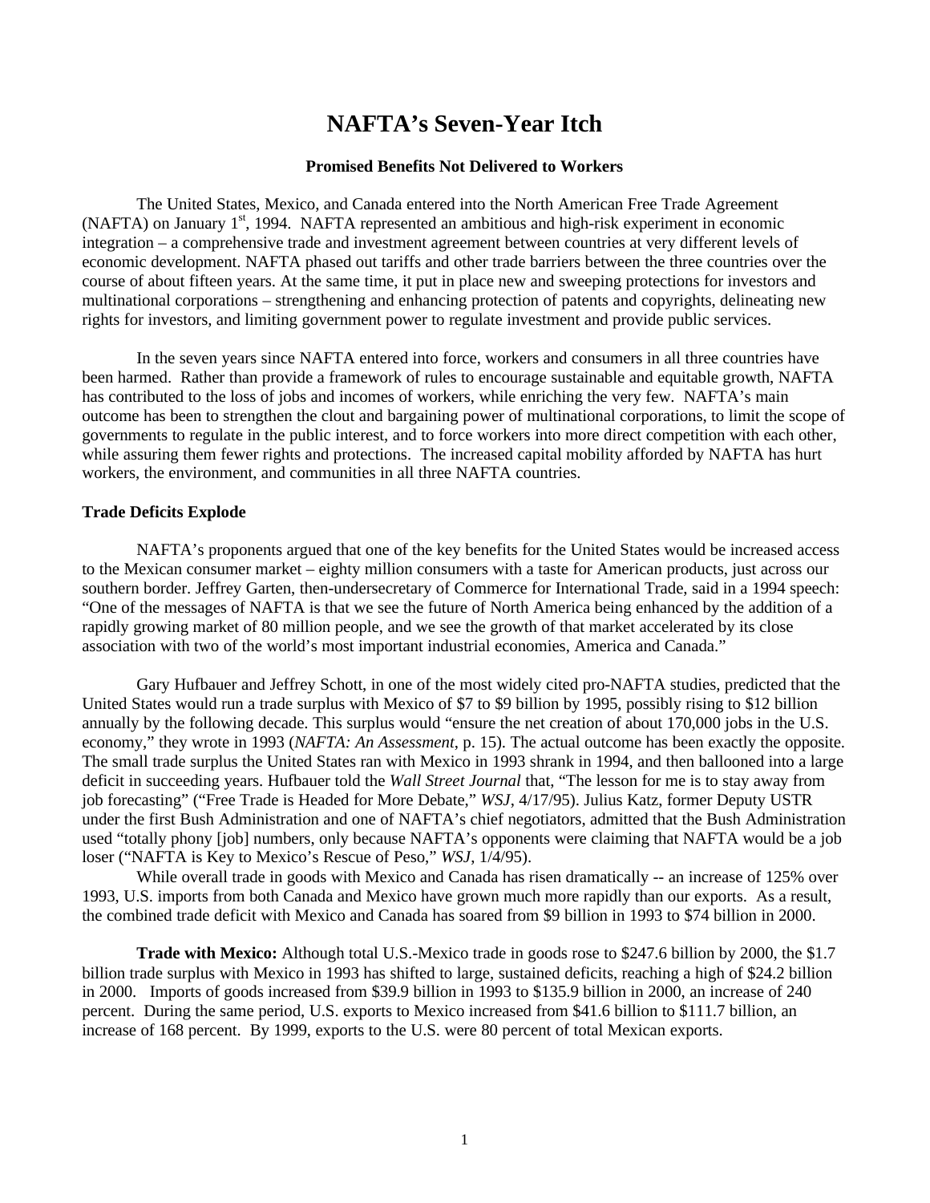# NAFTA's Seven-Year Itch

### Promised Benefits Not Delivered to Workers

The United States, Mexico, and Canada entered into the North American Free Trade Agreement (NAFTA) on January 1st, 1994. NAFTA represented an ambitious and high-risk experiment in economic integration – a comprehensive trade and investment agreement between countries at very different levels of economic development. NAFTA phased out tariffs and other trade barriers between the three countries over the course of about fifteen years. At the same time, it put in place new and sweeping protections for investors and multinational corporations – strengthening and enhancing protection of patents and copyrights, delineating new rights for investors, and limiting government power to regulate investment and provide public services.

In the seven years since NAFTA entered into force, workers and consumers in all three countries have been harmed. Rather than provide a framework of rules to encourage sustainable and equitable growth, NAFTA has contributed to the loss of jobs and incomes of workers, while enriching the very few. NAFTA's main outcome has been to strengthen the clout and bargaining power of multinational corporations, to limit the scope of governments to regulate in the public interest, and to force workers into more direct competition with each other, while assuring them fewer rights and protections. The increased capital mobility afforded by NAFTA has hurt workers, the environment, and communities in all three NAFTA countries.

**Trade Deficits Explode**

NAFTA's proponents argued that one of the key benefits for the United States would be increased access to the Mexican consumer market – eighty million consumers with a taste for American products, just across our southern border. Jeffrey Garten, then-undersecretary of Commerce for International Trade, said in a 1994 speech: "One of the messages of NAFTA is that we see the future of North America being enhanced by the addition of a rapidly growing market of 80 million people, and we see the growth of that market accelerated by its close association with two of the world's most important industrial economies, America and Canada."

Gary Hufbauer and Jeffrey Schott, in one of the most widely cited pro-NAFTA studies, predicted that the United States would run a trade surplus with Mexico of $7 to $9 billion by 1995, possibly rising to $12 billion annually by the following decade. This surplus would "ensure the net creation of about 170,000 jobs in the U.S. economy," they wrote in 1993 (*NAFTA: An Assessment*, p. 15). The actual outcome has been exactly the opposite. The small trade surplus the United States ran with Mexico in 1993 shrank in 1994, and then ballooned into a large deficit in succeeding years. Hufbauer told the *Wall Street Journal* that, "The lesson for me is to stay away from job forecasting" ("Free Trade is Headed for More Debate," *WSJ*, 4/17/95). Julius Katz, former Deputy USTR under the first Bush Administration and one of NAFTA's chief negotiators, admitted that the Bush Administration used "totally phony [job] numbers, only because NAFTA's opponents were claiming that NAFTA would be a job loser ("NAFTA is Key to Mexico's Rescue of Peso," *WSJ*, 1/4/95).

While overall trade in goods with Mexico and Canada has risen dramatically -- an increase of 125% over 1993, U.S. imports from both Canada and Mexico have grown much more rapidly than our exports. As a result, the combined trade deficit with Mexico and Canada has soared from $9 billion in 1993 to $74 billion in 2000.

**Trade with Mexico:** Although total U.S.-Mexico trade in goods rose to $247.6 billion by 2000, the $1.7 billion trade surplus with Mexico in 1993 has shifted to large, sustained deficits, reaching a high of $24.2 billion in 2000. Imports of goods increased from $39.9 billion in 1993 to $135.9 billion in 2000, an increase of 240 percent. During the same period, U.S. exports to Mexico increased from $41.6 billion to $111.7 billion, an increase of 168 percent. By 1999, exports to the U.S. were 80 percent of total Mexican exports.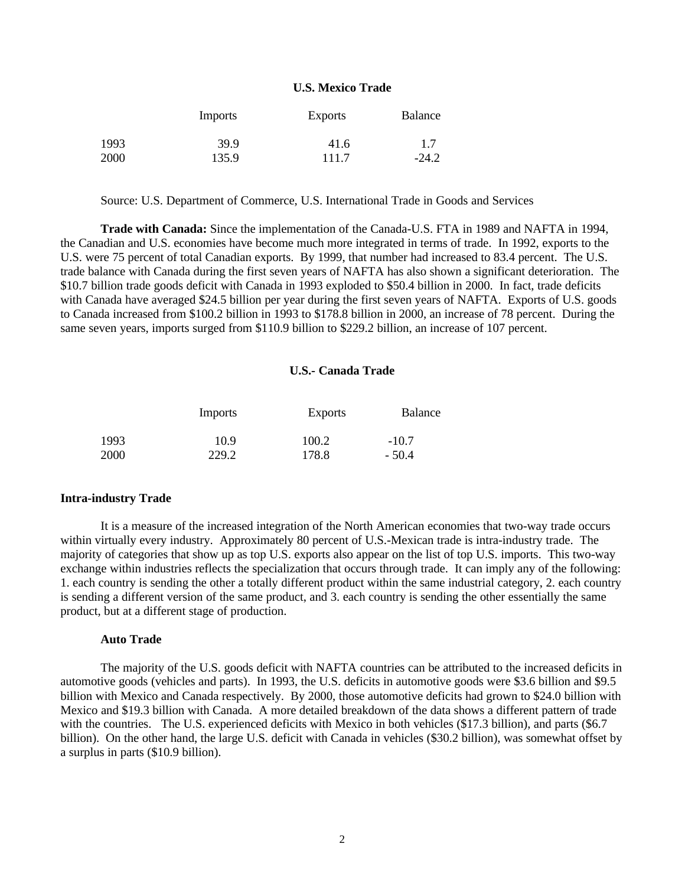**U.S. Mexico Trade**

| | Imports | Exports | Balance |
|---|---|---|---|
| 1993 | 39.9 | 41.6 | 1.7 |
| 2000 | 135.9 | 111.7 | -24.2 |

Source: U.S. Department of Commerce, U.S. International Trade in Goods and Services

**Trade with Canada:** Since the implementation of the Canada-U.S. FTA in 1989 and NAFTA in 1994, the Canadian and U.S. economies have become much more integrated in terms of trade. In 1992, exports to the U.S. were 75 percent of total Canadian exports. By 1999, that number had increased to 83.4 percent. The U.S. trade balance with Canada during the first seven years of NAFTA has also shown a significant deterioration. The $10.7 billion trade goods deficit with Canada in 1993 exploded to $50.4 billion in 2000. In fact, trade deficits with Canada have averaged $24.5 billion per year during the first seven years of NAFTA. Exports of U.S. goods to Canada increased from $100.2 billion in 1993 to $178.8 billion in 2000, an increase of 78 percent. During the same seven years, imports surged from $110.9 billion to $229.2 billion, an increase of 107 percent.

**U.S.- Canada Trade**

| | Imports | Exports | Balance |
|---|---|---|---|
| 1993 | 10.9 | 100.2 | -10.7 |
| 2000 | 229.2 | 178.8 | - 50.4 |

## Intra-industry Trade

It is a measure of the increased integration of the North American economies that two-way trade occurs within virtually every industry. Approximately 80 percent of U.S.-Mexican trade is intra-industry trade. The majority of categories that show up as top U.S. exports also appear on the list of top U.S. imports. This two-way exchange within industries reflects the specialization that occurs through trade. It can imply any of the following: 1. each country is sending the other a totally different product within the same industrial category, 2. each country is sending a different version of the same product, and 3. each country is sending the other essentially the same product, but at a different stage of production.

### Auto Trade

The majority of the U.S. goods deficit with NAFTA countries can be attributed to the increased deficits in automotive goods (vehicles and parts). In 1993, the U.S. deficits in automotive goods were $3.6 billion and $9.5 billion with Mexico and Canada respectively. By 2000, those automotive deficits had grown to $24.0 billion with Mexico and $19.3 billion with Canada. A more detailed breakdown of the data shows a different pattern of trade with the countries. The U.S. experienced deficits with Mexico in both vehicles ($17.3 billion), and parts ($6.7 billion). On the other hand, the large U.S. deficit with Canada in vehicles ($30.2 billion), was somewhat offset by a surplus in parts ($10.9 billion).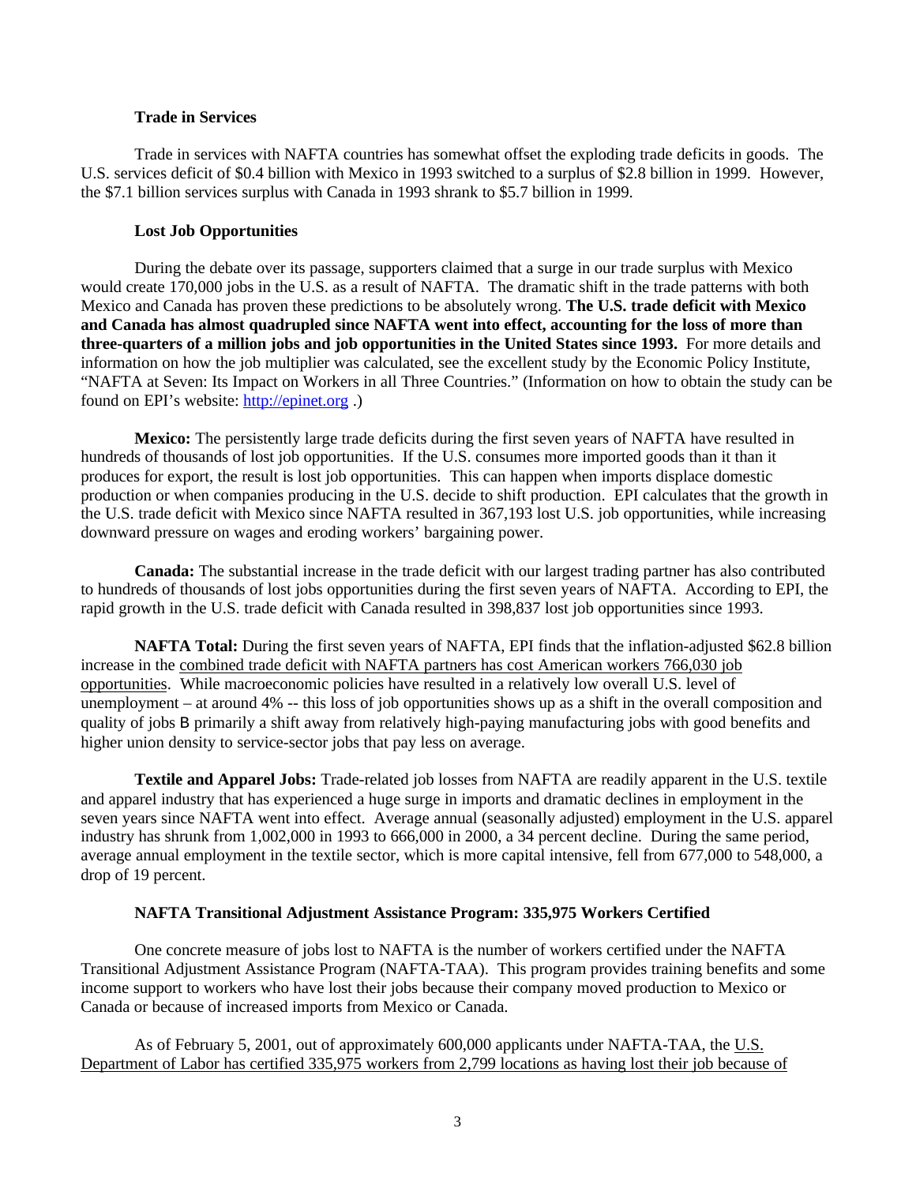**Trade in Services**

Trade in services with NAFTA countries has somewhat offset the exploding trade deficits in goods. The U.S. services deficit of $0.4 billion with Mexico in 1993 switched to a surplus of $2.8 billion in 1999. However, the $7.1 billion services surplus with Canada in 1993 shrank to $5.7 billion in 1999.

**Lost Job Opportunities**

During the debate over its passage, supporters claimed that a surge in our trade surplus with Mexico would create 170,000 jobs in the U.S. as a result of NAFTA. The dramatic shift in the trade patterns with both Mexico and Canada has proven these predictions to be absolutely wrong. **The U.S. trade deficit with Mexico and Canada has almost quadrupled since NAFTA went into effect, accounting for the loss of more than three-quarters of a million jobs and job opportunities in the United States since 1993.** For more details and information on how the job multiplier was calculated, see the excellent study by the Economic Policy Institute, "NAFTA at Seven: Its Impact on Workers in all Three Countries." (Information on how to obtain the study can be found on EPI's website: http://epinet.org .)

**Mexico:** The persistently large trade deficits during the first seven years of NAFTA have resulted in hundreds of thousands of lost job opportunities. If the U.S. consumes more imported goods than it than it produces for export, the result is lost job opportunities. This can happen when imports displace domestic production or when companies producing in the U.S. decide to shift production. EPI calculates that the growth in the U.S. trade deficit with Mexico since NAFTA resulted in 367,193 lost U.S. job opportunities, while increasing downward pressure on wages and eroding workers' bargaining power.

**Canada:** The substantial increase in the trade deficit with our largest trading partner has also contributed to hundreds of thousands of lost jobs opportunities during the first seven years of NAFTA. According to EPI, the rapid growth in the U.S. trade deficit with Canada resulted in 398,837 lost job opportunities since 1993.

**NAFTA Total:** During the first seven years of NAFTA, EPI finds that the inflation-adjusted $62.8 billion increase in the combined trade deficit with NAFTA partners has cost American workers 766,030 job opportunities. While macroeconomic policies have resulted in a relatively low overall U.S. level of unemployment – at around 4% -- this loss of job opportunities shows up as a shift in the overall composition and quality of jobs B primarily a shift away from relatively high-paying manufacturing jobs with good benefits and higher union density to service-sector jobs that pay less on average.

**Textile and Apparel Jobs:** Trade-related job losses from NAFTA are readily apparent in the U.S. textile and apparel industry that has experienced a huge surge in imports and dramatic declines in employment in the seven years since NAFTA went into effect. Average annual (seasonally adjusted) employment in the U.S. apparel industry has shrunk from 1,002,000 in 1993 to 666,000 in 2000, a 34 percent decline. During the same period, average annual employment in the textile sector, which is more capital intensive, fell from 677,000 to 548,000, a drop of 19 percent.

**NAFTA Transitional Adjustment Assistance Program: 335,975 Workers Certified**

One concrete measure of jobs lost to NAFTA is the number of workers certified under the NAFTA Transitional Adjustment Assistance Program (NAFTA-TAA). This program provides training benefits and some income support to workers who have lost their jobs because their company moved production to Mexico or Canada or because of increased imports from Mexico or Canada.

As of February 5, 2001, out of approximately 600,000 applicants under NAFTA-TAA, the U.S. Department of Labor has certified 335,975 workers from 2,799 locations as having lost their job because of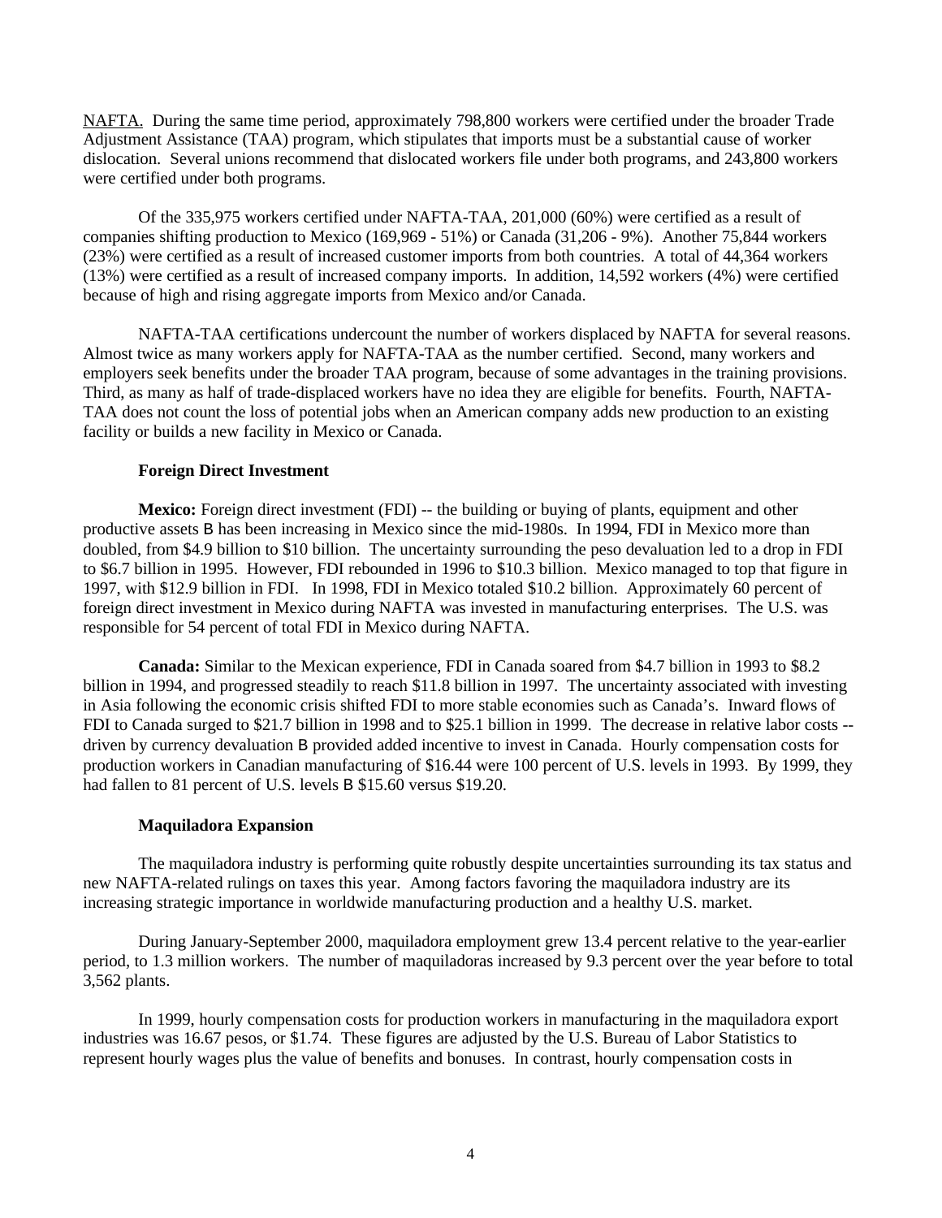NAFTA. During the same time period, approximately 798,800 workers were certified under the broader Trade Adjustment Assistance (TAA) program, which stipulates that imports must be a substantial cause of worker dislocation. Several unions recommend that dislocated workers file under both programs, and 243,800 workers were certified under both programs.

Of the 335,975 workers certified under NAFTA-TAA, 201,000 (60%) were certified as a result of companies shifting production to Mexico (169,969 - 51%) or Canada (31,206 - 9%). Another 75,844 workers (23%) were certified as a result of increased customer imports from both countries. A total of 44,364 workers (13%) were certified as a result of increased company imports. In addition, 14,592 workers (4%) were certified because of high and rising aggregate imports from Mexico and/or Canada.

NAFTA-TAA certifications undercount the number of workers displaced by NAFTA for several reasons. Almost twice as many workers apply for NAFTA-TAA as the number certified. Second, many workers and employers seek benefits under the broader TAA program, because of some advantages in the training provisions. Third, as many as half of trade-displaced workers have no idea they are eligible for benefits. Fourth, NAFTA-TAA does not count the loss of potential jobs when an American company adds new production to an existing facility or builds a new facility in Mexico or Canada.

**Foreign Direct Investment**

**Mexico:** Foreign direct investment (FDI) -- the building or buying of plants, equipment and other productive assets B has been increasing in Mexico since the mid-1980s. In 1994, FDI in Mexico more than doubled, from $4.9 billion to $10 billion. The uncertainty surrounding the peso devaluation led to a drop in FDI to $6.7 billion in 1995. However, FDI rebounded in 1996 to $10.3 billion. Mexico managed to top that figure in 1997, with $12.9 billion in FDI. In 1998, FDI in Mexico totaled $10.2 billion. Approximately 60 percent of foreign direct investment in Mexico during NAFTA was invested in manufacturing enterprises. The U.S. was responsible for 54 percent of total FDI in Mexico during NAFTA.

**Canada:** Similar to the Mexican experience, FDI in Canada soared from $4.7 billion in 1993 to $8.2 billion in 1994, and progressed steadily to reach $11.8 billion in 1997. The uncertainty associated with investing in Asia following the economic crisis shifted FDI to more stable economies such as Canada's. Inward flows of FDI to Canada surged to $21.7 billion in 1998 and to $25.1 billion in 1999. The decrease in relative labor costs -- driven by currency devaluation B provided added incentive to invest in Canada. Hourly compensation costs for production workers in Canadian manufacturing of $16.44 were 100 percent of U.S. levels in 1993. By 1999, they had fallen to 81 percent of U.S. levels B $15.60 versus $19.20.

**Maquiladora Expansion**

The maquiladora industry is performing quite robustly despite uncertainties surrounding its tax status and new NAFTA-related rulings on taxes this year. Among factors favoring the maquiladora industry are its increasing strategic importance in worldwide manufacturing production and a healthy U.S. market.

During January-September 2000, maquiladora employment grew 13.4 percent relative to the year-earlier period, to 1.3 million workers. The number of maquiladoras increased by 9.3 percent over the year before to total 3,562 plants.

In 1999, hourly compensation costs for production workers in manufacturing in the maquiladora export industries was 16.67 pesos, or $1.74. These figures are adjusted by the U.S. Bureau of Labor Statistics to represent hourly wages plus the value of benefits and bonuses. In contrast, hourly compensation costs in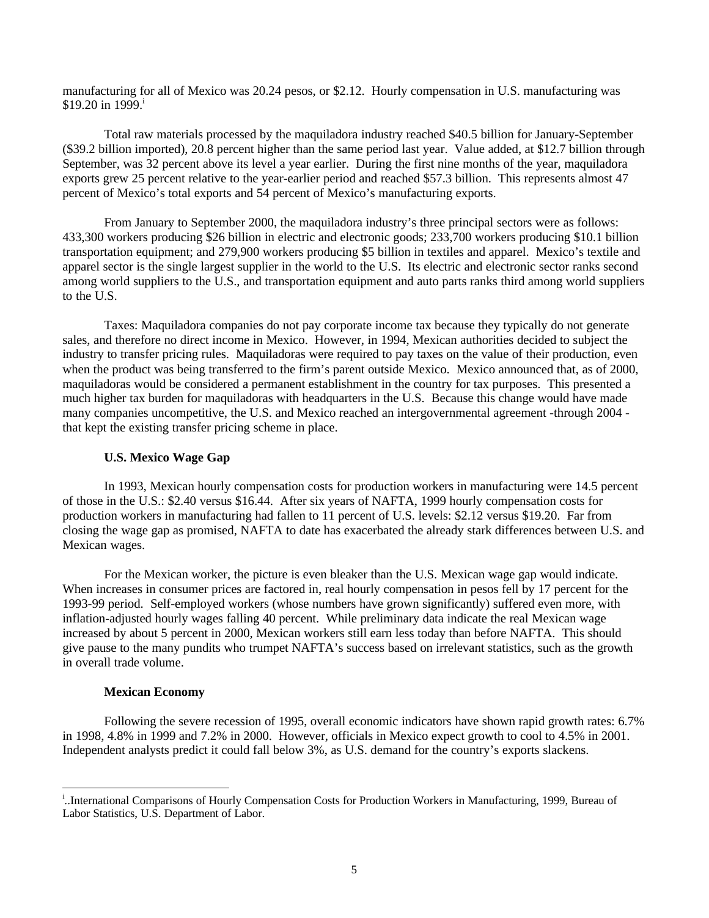manufacturing for all of Mexico was 20.24 pesos, or $2.12. Hourly compensation in U.S. manufacturing was $19.20 in 1999.[i]

Total raw materials processed by the maquiladora industry reached $40.5 billion for January-September ($39.2 billion imported), 20.8 percent higher than the same period last year. Value added, at $12.7 billion through September, was 32 percent above its level a year earlier. During the first nine months of the year, maquiladora exports grew 25 percent relative to the year-earlier period and reached $57.3 billion. This represents almost 47 percent of Mexico's total exports and 54 percent of Mexico's manufacturing exports.

From January to September 2000, the maquiladora industry's three principal sectors were as follows: 433,300 workers producing $26 billion in electric and electronic goods; 233,700 workers producing $10.1 billion transportation equipment; and 279,900 workers producing $5 billion in textiles and apparel. Mexico's textile and apparel sector is the single largest supplier in the world to the U.S. Its electric and electronic sector ranks second among world suppliers to the U.S., and transportation equipment and auto parts ranks third among world suppliers to the U.S.

Taxes: Maquiladora companies do not pay corporate income tax because they typically do not generate sales, and therefore no direct income in Mexico. However, in 1994, Mexican authorities decided to subject the industry to transfer pricing rules. Maquiladoras were required to pay taxes on the value of their production, even when the product was being transferred to the firm's parent outside Mexico. Mexico announced that, as of 2000, maquiladoras would be considered a permanent establishment in the country for tax purposes. This presented a much higher tax burden for maquiladoras with headquarters in the U.S. Because this change would have made many companies uncompetitive, the U.S. and Mexico reached an intergovernmental agreement -through 2004 - that kept the existing transfer pricing scheme in place.

### U.S. Mexico Wage Gap

In 1993, Mexican hourly compensation costs for production workers in manufacturing were 14.5 percent of those in the U.S.: $2.40 versus $16.44. After six years of NAFTA, 1999 hourly compensation costs for production workers in manufacturing had fallen to 11 percent of U.S. levels: $2.12 versus $19.20. Far from closing the wage gap as promised, NAFTA to date has exacerbated the already stark differences between U.S. and Mexican wages.

For the Mexican worker, the picture is even bleaker than the U.S. Mexican wage gap would indicate. When increases in consumer prices are factored in, real hourly compensation in pesos fell by 17 percent for the 1993-99 period. Self-employed workers (whose numbers have grown significantly) suffered even more, with inflation-adjusted hourly wages falling 40 percent. While preliminary data indicate the real Mexican wage increased by about 5 percent in 2000, Mexican workers still earn less today than before NAFTA. This should give pause to the many pundits who trumpet NAFTA's success based on irrelevant statistics, such as the growth in overall trade volume.

### Mexican Economy

Following the severe recession of 1995, overall economic indicators have shown rapid growth rates: 6.7% in 1998, 4.8% in 1999 and 7.2% in 2000. However, officials in Mexico expect growth to cool to 4.5% in 2001. Independent analysts predict it could fall below 3%, as U.S. demand for the country's exports slackens.

---

[i]..International Comparisons of Hourly Compensation Costs for Production Workers in Manufacturing, 1999, Bureau of Labor Statistics, U.S. Department of Labor.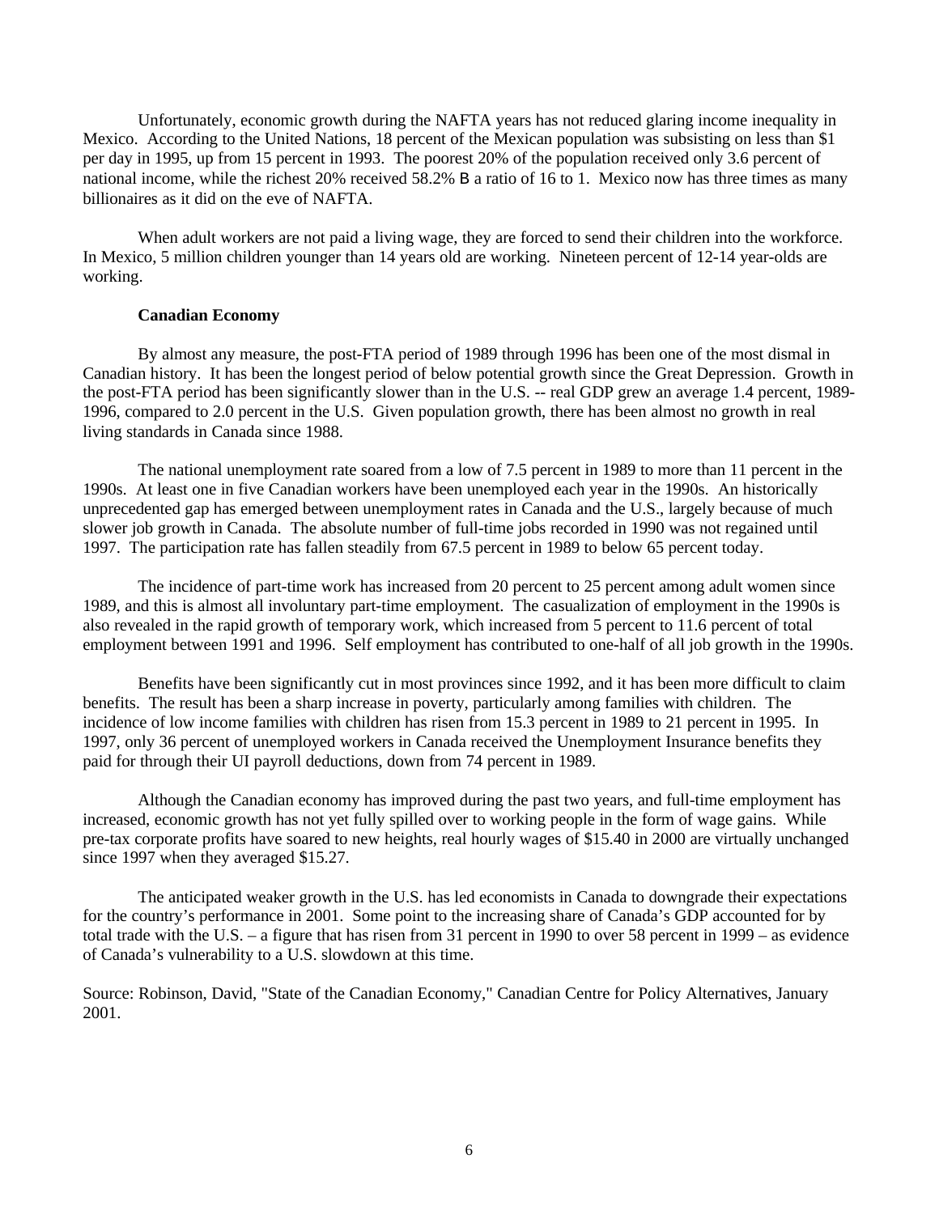Unfortunately, economic growth during the NAFTA years has not reduced glaring income inequality in Mexico. According to the United Nations, 18 percent of the Mexican population was subsisting on less than $1 per day in 1995, up from 15 percent in 1993. The poorest 20% of the population received only 3.6 percent of national income, while the richest 20% received 58.2% B a ratio of 16 to 1. Mexico now has three times as many billionaires as it did on the eve of NAFTA.

When adult workers are not paid a living wage, they are forced to send their children into the workforce. In Mexico, 5 million children younger than 14 years old are working. Nineteen percent of 12-14 year-olds are working.

**Canadian Economy**

By almost any measure, the post-FTA period of 1989 through 1996 has been one of the most dismal in Canadian history. It has been the longest period of below potential growth since the Great Depression. Growth in the post-FTA period has been significantly slower than in the U.S. -- real GDP grew an average 1.4 percent, 1989-1996, compared to 2.0 percent in the U.S. Given population growth, there has been almost no growth in real living standards in Canada since 1988.

The national unemployment rate soared from a low of 7.5 percent in 1989 to more than 11 percent in the 1990s. At least one in five Canadian workers have been unemployed each year in the 1990s. An historically unprecedented gap has emerged between unemployment rates in Canada and the U.S., largely because of much slower job growth in Canada. The absolute number of full-time jobs recorded in 1990 was not regained until 1997. The participation rate has fallen steadily from 67.5 percent in 1989 to below 65 percent today.

The incidence of part-time work has increased from 20 percent to 25 percent among adult women since 1989, and this is almost all involuntary part-time employment. The casualization of employment in the 1990s is also revealed in the rapid growth of temporary work, which increased from 5 percent to 11.6 percent of total employment between 1991 and 1996. Self employment has contributed to one-half of all job growth in the 1990s.

Benefits have been significantly cut in most provinces since 1992, and it has been more difficult to claim benefits. The result has been a sharp increase in poverty, particularly among families with children. The incidence of low income families with children has risen from 15.3 percent in 1989 to 21 percent in 1995. In 1997, only 36 percent of unemployed workers in Canada received the Unemployment Insurance benefits they paid for through their UI payroll deductions, down from 74 percent in 1989.

Although the Canadian economy has improved during the past two years, and full-time employment has increased, economic growth has not yet fully spilled over to working people in the form of wage gains. While pre-tax corporate profits have soared to new heights, real hourly wages of $15.40 in 2000 are virtually unchanged since 1997 when they averaged $15.27.

The anticipated weaker growth in the U.S. has led economists in Canada to downgrade their expectations for the country's performance in 2001. Some point to the increasing share of Canada's GDP accounted for by total trade with the U.S. – a figure that has risen from 31 percent in 1990 to over 58 percent in 1999 – as evidence of Canada's vulnerability to a U.S. slowdown at this time.

Source: Robinson, David, "State of the Canadian Economy," Canadian Centre for Policy Alternatives, January 2001.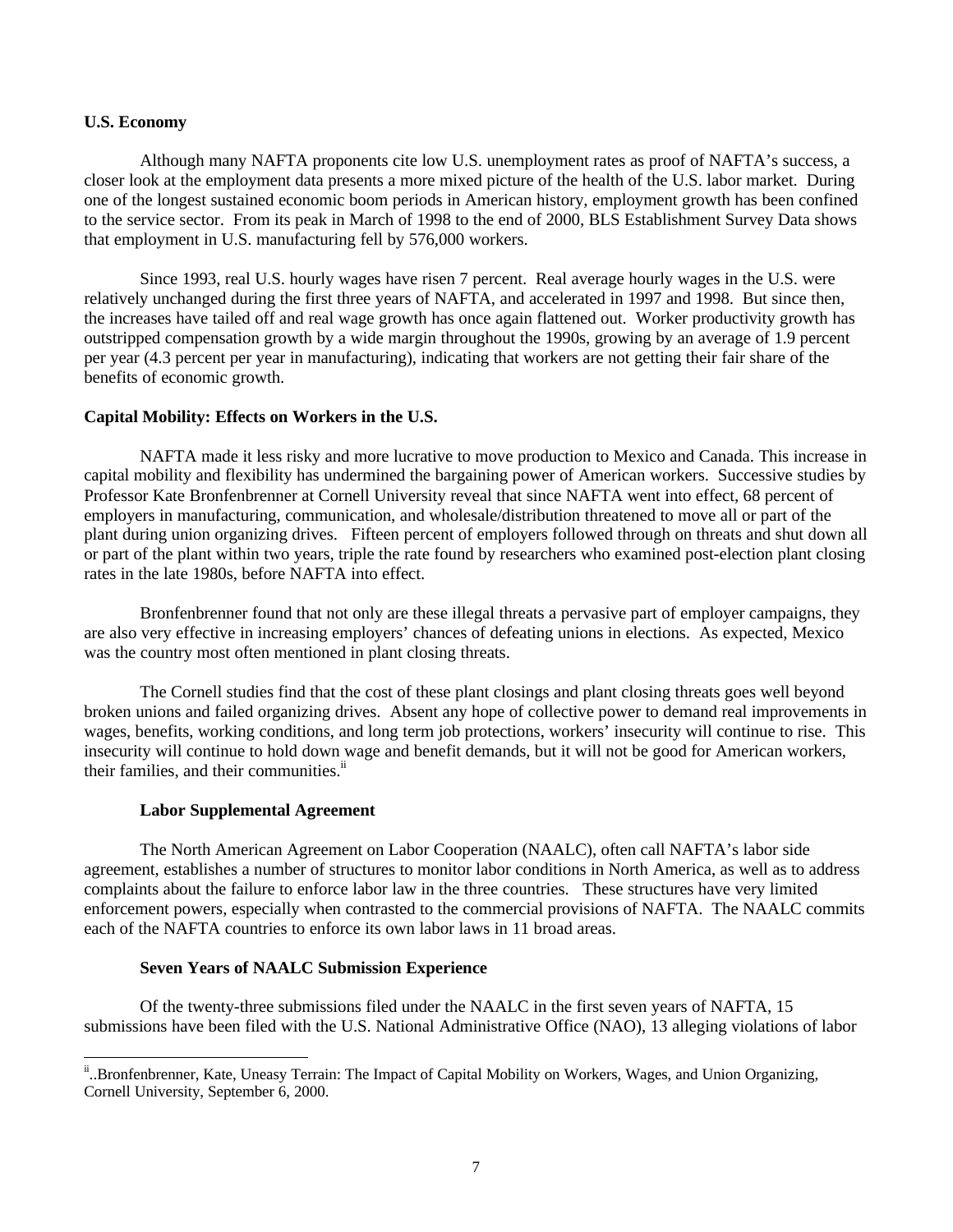**U.S. Economy**

Although many NAFTA proponents cite low U.S. unemployment rates as proof of NAFTA's success, a closer look at the employment data presents a more mixed picture of the health of the U.S. labor market. During one of the longest sustained economic boom periods in American history, employment growth has been confined to the service sector. From its peak in March of 1998 to the end of 2000, BLS Establishment Survey Data shows that employment in U.S. manufacturing fell by 576,000 workers.

Since 1993, real U.S. hourly wages have risen 7 percent. Real average hourly wages in the U.S. were relatively unchanged during the first three years of NAFTA, and accelerated in 1997 and 1998. But since then, the increases have tailed off and real wage growth has once again flattened out. Worker productivity growth has outstripped compensation growth by a wide margin throughout the 1990s, growing by an average of 1.9 percent per year (4.3 percent per year in manufacturing), indicating that workers are not getting their fair share of the benefits of economic growth.

**Capital Mobility: Effects on Workers in the U.S.**

NAFTA made it less risky and more lucrative to move production to Mexico and Canada. This increase in capital mobility and flexibility has undermined the bargaining power of American workers. Successive studies by Professor Kate Bronfenbrenner at Cornell University reveal that since NAFTA went into effect, 68 percent of employers in manufacturing, communication, and wholesale/distribution threatened to move all or part of the plant during union organizing drives. Fifteen percent of employers followed through on threats and shut down all or part of the plant within two years, triple the rate found by researchers who examined post-election plant closing rates in the late 1980s, before NAFTA into effect.

Bronfenbrenner found that not only are these illegal threats a pervasive part of employer campaigns, they are also very effective in increasing employers' chances of defeating unions in elections. As expected, Mexico was the country most often mentioned in plant closing threats.

The Cornell studies find that the cost of these plant closings and plant closing threats goes well beyond broken unions and failed organizing drives. Absent any hope of collective power to demand real improvements in wages, benefits, working conditions, and long term job protections, workers' insecurity will continue to rise. This insecurity will continue to hold down wage and benefit demands, but it will not be good for American workers, their families, and their communities.[ii]

**Labor Supplemental Agreement**

The North American Agreement on Labor Cooperation (NAALC), often call NAFTA's labor side agreement, establishes a number of structures to monitor labor conditions in North America, as well as to address complaints about the failure to enforce labor law in the three countries. These structures have very limited enforcement powers, especially when contrasted to the commercial provisions of NAFTA. The NAALC commits each of the NAFTA countries to enforce its own labor laws in 11 broad areas.

**Seven Years of NAALC Submission Experience**

Of the twenty-three submissions filed under the NAALC in the first seven years of NAFTA, 15 submissions have been filed with the U.S. National Administrative Office (NAO), 13 alleging violations of labor

---

[ii]..Bronfenbrenner, Kate, Uneasy Terrain: The Impact of Capital Mobility on Workers, Wages, and Union Organizing, Cornell University, September 6, 2000.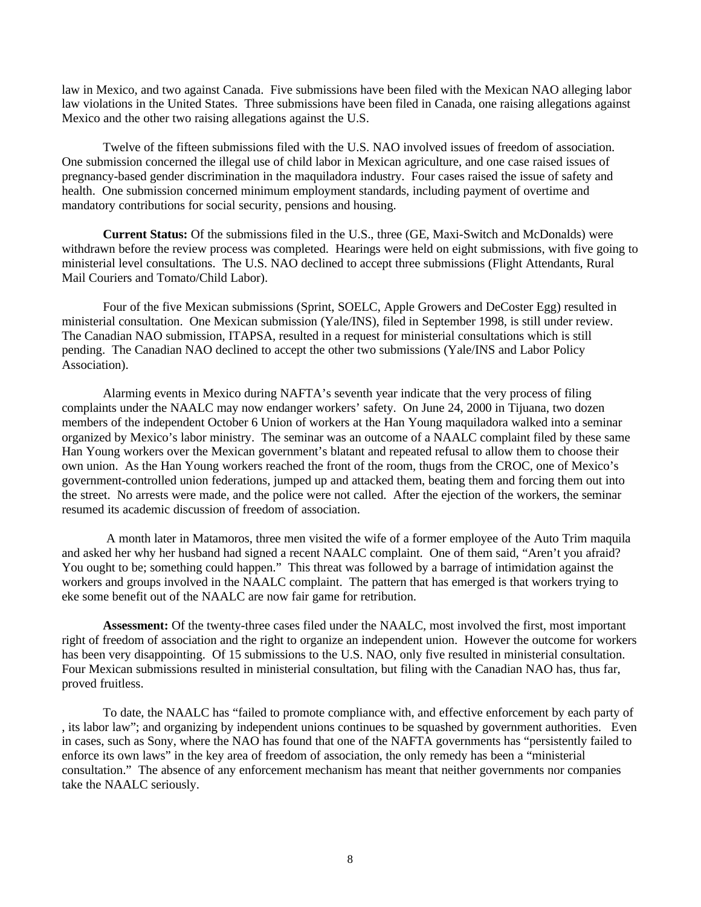law in Mexico, and two against Canada. Five submissions have been filed with the Mexican NAO alleging labor law violations in the United States. Three submissions have been filed in Canada, one raising allegations against Mexico and the other two raising allegations against the U.S.

Twelve of the fifteen submissions filed with the U.S. NAO involved issues of freedom of association. One submission concerned the illegal use of child labor in Mexican agriculture, and one case raised issues of pregnancy-based gender discrimination in the maquiladora industry. Four cases raised the issue of safety and health. One submission concerned minimum employment standards, including payment of overtime and mandatory contributions for social security, pensions and housing.

**Current Status:** Of the submissions filed in the U.S., three (GE, Maxi-Switch and McDonalds) were withdrawn before the review process was completed. Hearings were held on eight submissions, with five going to ministerial level consultations. The U.S. NAO declined to accept three submissions (Flight Attendants, Rural Mail Couriers and Tomato/Child Labor).

Four of the five Mexican submissions (Sprint, SOELC, Apple Growers and DeCoster Egg) resulted in ministerial consultation. One Mexican submission (Yale/INS), filed in September 1998, is still under review. The Canadian NAO submission, ITAPSA, resulted in a request for ministerial consultations which is still pending. The Canadian NAO declined to accept the other two submissions (Yale/INS and Labor Policy Association).

Alarming events in Mexico during NAFTA's seventh year indicate that the very process of filing complaints under the NAALC may now endanger workers' safety. On June 24, 2000 in Tijuana, two dozen members of the independent October 6 Union of workers at the Han Young maquiladora walked into a seminar organized by Mexico's labor ministry. The seminar was an outcome of a NAALC complaint filed by these same Han Young workers over the Mexican government's blatant and repeated refusal to allow them to choose their own union. As the Han Young workers reached the front of the room, thugs from the CROC, one of Mexico's government-controlled union federations, jumped up and attacked them, beating them and forcing them out into the street. No arrests were made, and the police were not called. After the ejection of the workers, the seminar resumed its academic discussion of freedom of association.

A month later in Matamoros, three men visited the wife of a former employee of the Auto Trim maquila and asked her why her husband had signed a recent NAALC complaint. One of them said, "Aren't you afraid? You ought to be; something could happen." This threat was followed by a barrage of intimidation against the workers and groups involved in the NAALC complaint. The pattern that has emerged is that workers trying to eke some benefit out of the NAALC are now fair game for retribution.

**Assessment:** Of the twenty-three cases filed under the NAALC, most involved the first, most important right of freedom of association and the right to organize an independent union. However the outcome for workers has been very disappointing. Of 15 submissions to the U.S. NAO, only five resulted in ministerial consultation. Four Mexican submissions resulted in ministerial consultation, but filing with the Canadian NAO has, thus far, proved fruitless.

To date, the NAALC has "failed to promote compliance with, and effective enforcement by each party of , its labor law"; and organizing by independent unions continues to be squashed by government authorities. Even in cases, such as Sony, where the NAO has found that one of the NAFTA governments has "persistently failed to enforce its own laws" in the key area of freedom of association, the only remedy has been a "ministerial consultation." The absence of any enforcement mechanism has meant that neither governments nor companies take the NAALC seriously.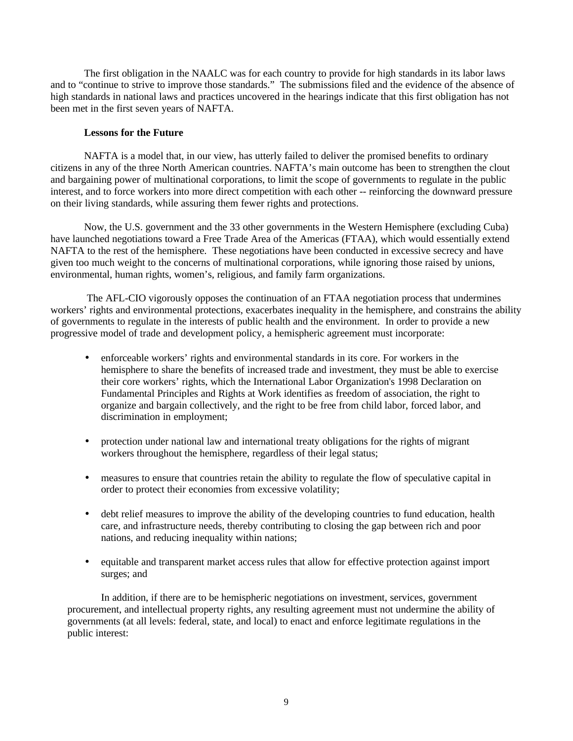The first obligation in the NAALC was for each country to provide for high standards in its labor laws and to "continue to strive to improve those standards." The submissions filed and the evidence of the absence of high standards in national laws and practices uncovered in the hearings indicate that this first obligation has not been met in the first seven years of NAFTA.

**Lessons for the Future**

NAFTA is a model that, in our view, has utterly failed to deliver the promised benefits to ordinary citizens in any of the three North American countries. NAFTA's main outcome has been to strengthen the clout and bargaining power of multinational corporations, to limit the scope of governments to regulate in the public interest, and to force workers into more direct competition with each other -- reinforcing the downward pressure on their living standards, while assuring them fewer rights and protections.

Now, the U.S. government and the 33 other governments in the Western Hemisphere (excluding Cuba) have launched negotiations toward a Free Trade Area of the Americas (FTAA), which would essentially extend NAFTA to the rest of the hemisphere. These negotiations have been conducted in excessive secrecy and have given too much weight to the concerns of multinational corporations, while ignoring those raised by unions, environmental, human rights, women's, religious, and family farm organizations.

The AFL-CIO vigorously opposes the continuation of an FTAA negotiation process that undermines workers' rights and environmental protections, exacerbates inequality in the hemisphere, and constrains the ability of governments to regulate in the interests of public health and the environment. In order to provide a new progressive model of trade and development policy, a hemispheric agreement must incorporate:

- enforceable workers' rights and environmental standards in its core. For workers in the hemisphere to share the benefits of increased trade and investment, they must be able to exercise their core workers' rights, which the International Labor Organization's 1998 Declaration on Fundamental Principles and Rights at Work identifies as freedom of association, the right to organize and bargain collectively, and the right to be free from child labor, forced labor, and discrimination in employment;

- protection under national law and international treaty obligations for the rights of migrant workers throughout the hemisphere, regardless of their legal status;

- measures to ensure that countries retain the ability to regulate the flow of speculative capital in order to protect their economies from excessive volatility;

- debt relief measures to improve the ability of the developing countries to fund education, health care, and infrastructure needs, thereby contributing to closing the gap between rich and poor nations, and reducing inequality within nations;

- equitable and transparent market access rules that allow for effective protection against import surges; and

In addition, if there are to be hemispheric negotiations on investment, services, government procurement, and intellectual property rights, any resulting agreement must not undermine the ability of governments (at all levels: federal, state, and local) to enact and enforce legitimate regulations in the public interest: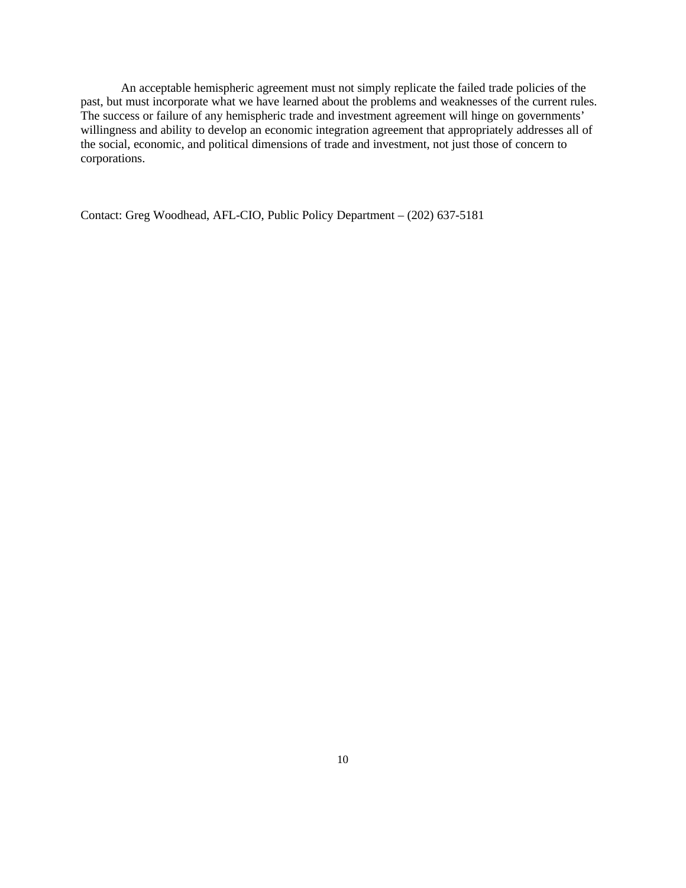An acceptable hemispheric agreement must not simply replicate the failed trade policies of the past, but must incorporate what we have learned about the problems and weaknesses of the current rules. The success or failure of any hemispheric trade and investment agreement will hinge on governments' willingness and ability to develop an economic integration agreement that appropriately addresses all of the social, economic, and political dimensions of trade and investment, not just those of concern to corporations.

Contact: Greg Woodhead, AFL-CIO, Public Policy Department – (202) 637-5181